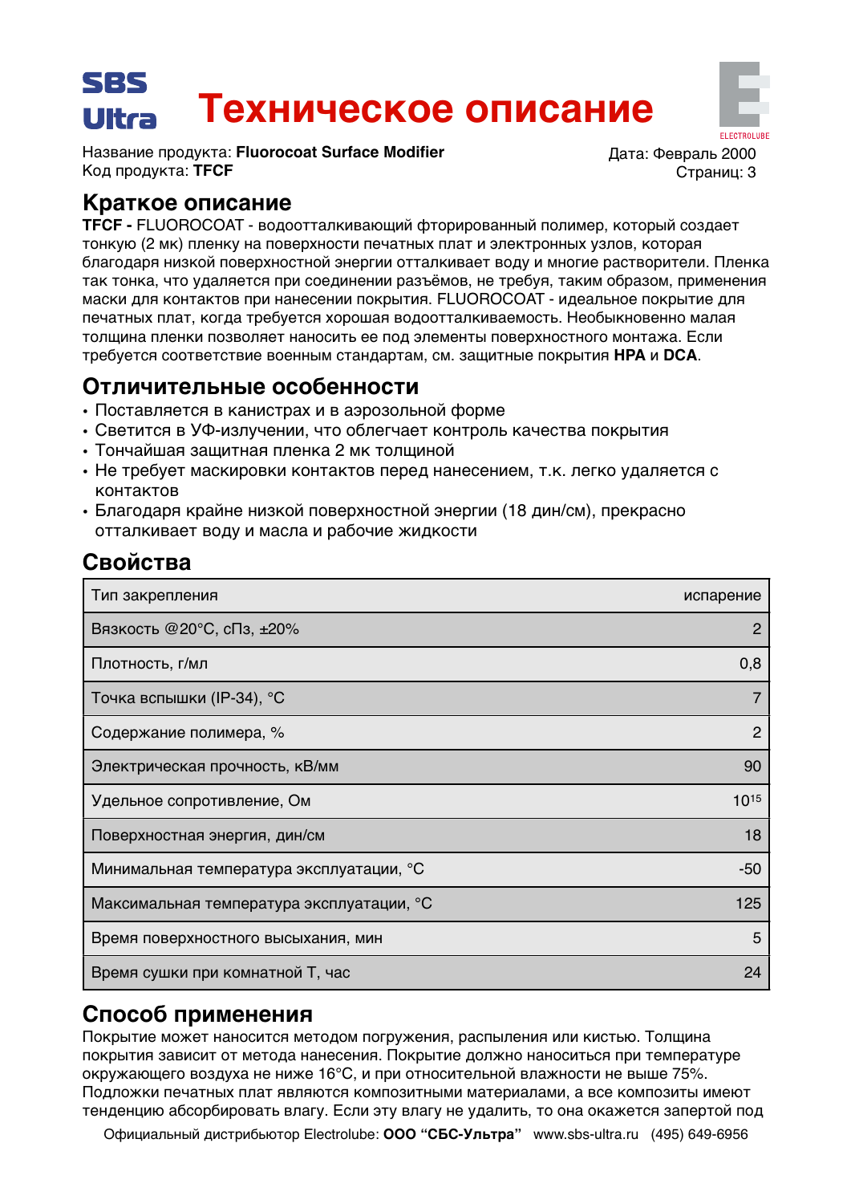# Техническое описание

Название продукта: **Fluorocoat Surface Modifier**
Код продукта: **TFCF**

Дата: Февраль 2000
Страниц: 3

## Краткое описание

**TFCF -** FLUOROCOAT - водоотталкивающий фторированный полимер, который создает тонкую (2 мк) пленку на поверхности печатных плат и электронных узлов, которая благодаря низкой поверхностной энергии отталкивает воду и многие растворители. Пленка так тонка, что удаляется при соединении разъёмов, не требуя, таким образом, применения маски для контактов при нанесении покрытия. FLUOROCOAT - идеальное покрытие для печатных плат, когда требуется хорошая водоотталкиваемость. Необыкновенно малая толщина пленки позволяет наносить ее под элементы поверхностного монтажа. Если требуется соответствие военным стандартам, см. защитные покрытия **HPA** и **DCA**.

## Отличительные особенности

- Поставляется в канистрах и в аэрозольной форме
- Светится в УФ-излучении, что облегчает контроль качества покрытия
- Тончайшая защитная пленка 2 мк толщиной
- Не требует маскировки контактов перед нанесением, т.к. легко удаляется с контактов
- Благодаря крайне низкой поверхностной энергии (18 дин/см), прекрасно отталкивает воду и масла и рабочие жидкости

## Свойства

| Свойство | Значение |
|---|---|
| Тип закрепления | испарение |
| Вязкость @20°C, сПз, ±20% | 2 |
| Плотность, г/мл | 0,8 |
| Точка вспышки (IP-34), °C | 7 |
| Содержание полимера, % | 2 |
| Электрическая прочность, кВ/мм | 90 |
| Удельное сопротивление, Ом | $10^{15}$ |
| Поверхностная энергия, дин/см | 18 |
| Минимальная температура эксплуатации, °C | -50 |
| Максимальная температура эксплуатации, °C | 125 |
| Время поверхностного высыхания, мин | 5 |
| Время сушки при комнатной Т, час | 24 |

## Способ применения

Покрытие может наносится методом погружения, распыления или кистью. Толщина покрытия зависит от метода нанесения. Покрытие должно наноситься при температуре окружающего воздуха не ниже 16°C, и при относительной влажности не выше 75%. Подложки печатных плат являются композитными материалами, а все композиты имеют тенденцию абсорбировать влагу. Если эту влагу не удалить, то она окажется запертой под

Официальный дистрибьютор Electrolube: **ООО “СБС-Ультра”** www.sbs-ultra.ru (495) 649-6956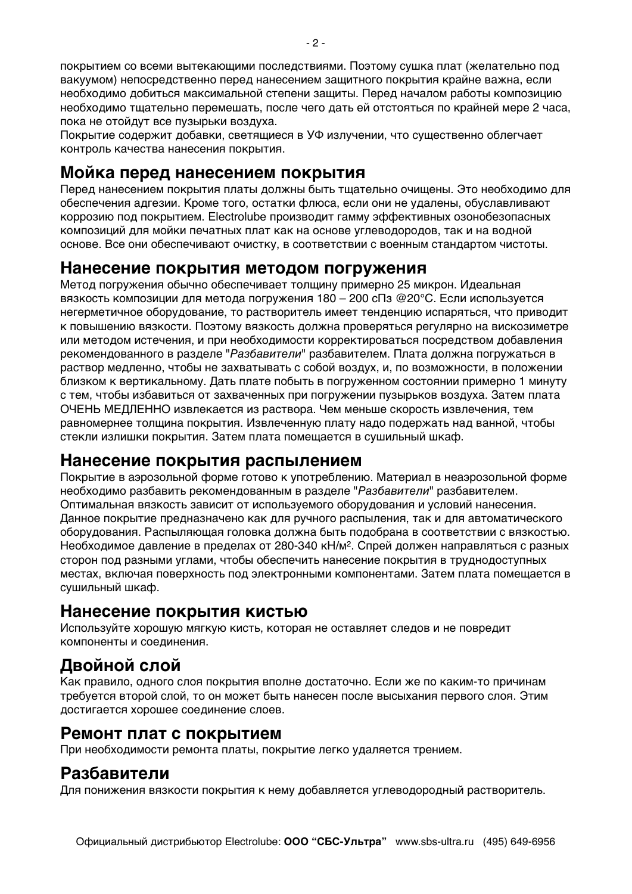покрытием со всеми вытекающими последствиями. Поэтому сушка плат (желательно под вакуумом) непосредственно перед нанесением защитного покрытия крайне важна, если необходимо добиться максимальной степени защиты. Перед началом работы композицию необходимо тщательно перемешать, после чего дать ей отстояться по крайней мере 2 часа, пока не отойдут все пузырьки воздуха.

Покрытие содержит добавки, светящиеся в УФ излучении, что существенно облегчает контроль качества нанесения покрытия.

## Мойка перед нанесением покрытия

Перед нанесением покрытия платы должны быть тщательно очищены. Это необходимо для обеспечения адгезии. Кроме того, остатки флюса, если они не удалены, обуславливают коррозию под покрытием. Electrolube производит гамму эффективных озонобезопасных композиций для мойки печатных плат как на основе углеводородов, так и на водной основе. Все они обеспечивают очистку, в соответствии с военным стандартом чистоты.

## Нанесение покрытия методом погружения

Метод погружения обычно обеспечивает толщину примерно 25 микрон. Идеальная вязкость композиции для метода погружения 180 – 200 сПз @20°C. Если используется негерметичное оборудование, то растворитель имеет тенденцию испаряться, что приводит к повышению вязкости. Поэтому вязкость должна проверяться регулярно на вискозиметре или методом истечения, и при необходимости корректироваться посредством добавления рекомендованного в разделе "*Разбавители*" разбавителем. Плата должна погружаться в раствор медленно, чтобы не захватывать с собой воздух, и, по возможности, в положении близком к вертикальному. Дать плате побыть в погруженном состоянии примерно 1 минуту с тем, чтобы избавиться от захваченных при погружении пузырьков воздуха. Затем плата ОЧЕНЬ МЕДЛЕННО извлекается из раствора. Чем меньше скорость извлечения, тем равномернее толщина покрытия. Извлеченную плату надо подержать над ванной, чтобы стекли излишки покрытия. Затем плата помещается в сушильный шкаф.

## Нанесение покрытия распылением

Покрытие в аэрозольной форме готово к употреблению. Материал в неаэрозольной форме необходимо разбавить рекомендованным в разделе "*Разбавители*" разбавителем. Оптимальная вязкость зависит от используемого оборудования и условий нанесения. Данное покрытие предназначено как для ручного распыления, так и для автоматического оборудования. Распыляющая головка должна быть подобрана в соответствии с вязкостью. Необходимое давление в пределах от 280-340 кН/м$^2$. Спрей должен направляться с разных сторон под разными углами, чтобы обеспечить нанесение покрытия в труднодоступных местах, включая поверхность под электронными компонентами. Затем плата помещается в сушильный шкаф.

## Нанесение покрытия кистью

Используйте хорошую мягкую кисть, которая не оставляет следов и не повредит компоненты и соединения.

## Двойной слой

Как правило, одного слоя покрытия вполне достаточно. Если же по каким-то причинам требуется второй слой, то он может быть нанесен после высыхания первого слоя. Этим достигается хорошее соединение слоев.

## Ремонт плат с покрытием

При необходимости ремонта платы, покрытие легко удаляется трением.

## Разбавители

Для понижения вязкости покрытия к нему добавляется углеводородный растворитель.

Официальный дистрибьютор Electrolube: **ООО "СБС-Ультра"** www.sbs-ultra.ru (495) 649-6956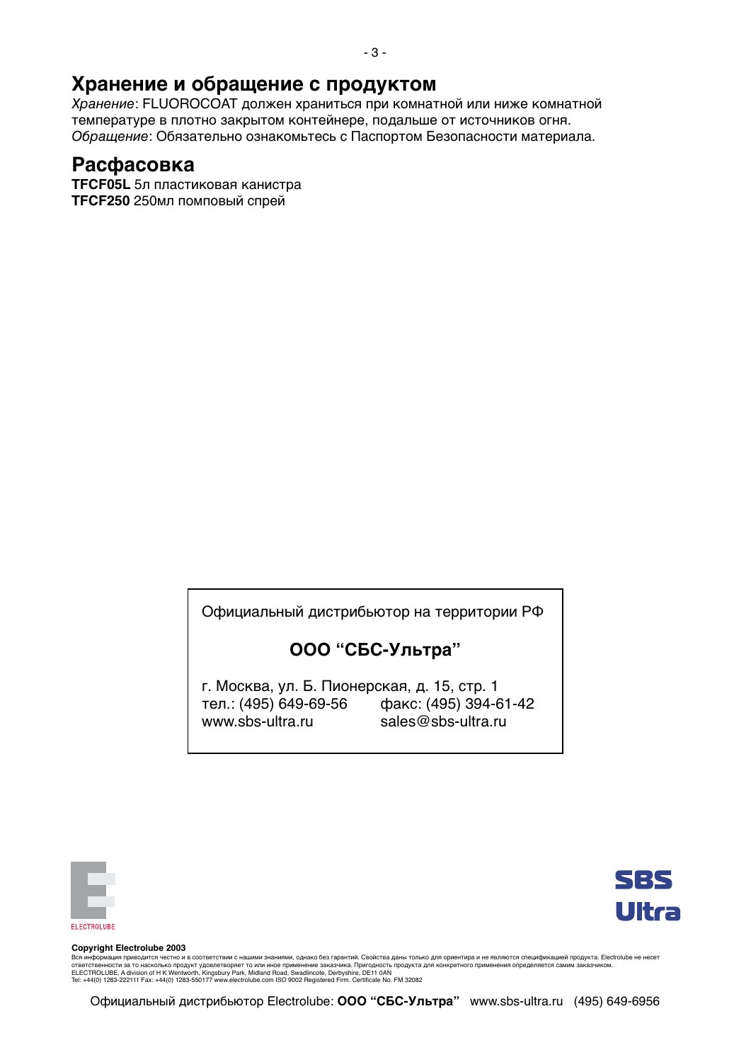## Хранение и обращение с продуктом

*Хранение*: FLUOROCOAT должен храниться при комнатной или ниже комнатной температуре в плотно закрытом контейнере, подальше от источников огня.
*Обращение*: Обязательно ознакомьтесь с Паспортом Безопасности материала.

## Расфасовка

**TFCF05L** 5л пластиковая канистра
**TFCF250** 250мл помповый спрей

Официальный дистрибьютор на территории РФ

**ООО "СБС-Ультра"**

г. Москва, ул. Б. Пионерская, д. 15, стр. 1
тел.: (495) 649-69-56 факс: (495) 394-61-42
www.sbs-ultra.ru sales@sbs-ultra.ru

ELECTROLUBE

SBS Ultra

**Copyright Electrolube 2003**
Вся информация приводится честно и в соответствии с нашими знаниями, однако без гарантий. Свойства даны только для ориентира и не являются спецификацией продукта. Electrolube не несет ответственности за то насколько продукт удовлетворяет то или иное применение заказчика. Пригодность продукта для конкретного применения определяется самим заказчиком.
ELECTROLUBE, A division of H K Wentworth, Kingsbury Park, Midland Road, Swadlincote, Derbyshire, DE11 0AN
Tel: +44(0) 1283-222111 Fax: +44(0) 1283-550177 www.electrolube.com ISO 9002 Registered Firm. Certificate No. FM 32082

Официальный дистрибьютор Electrolube: **ООО "СБС-Ультра"** www.sbs-ultra.ru (495) 649-6956